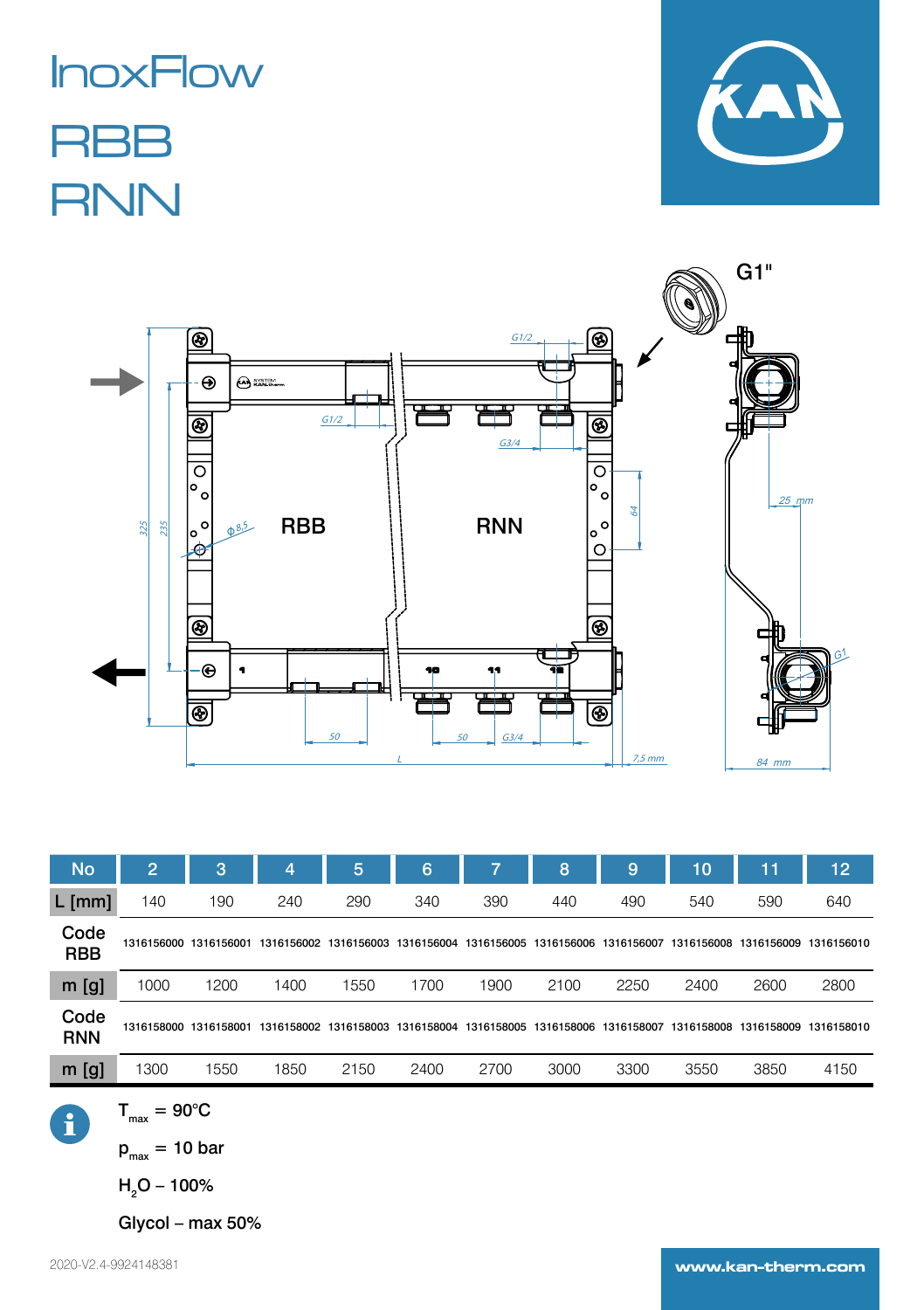# InoxFlow

# RBB

# RNN

G1"

RBB

RNN

| No | 2 | 3 | 4 | 5 | 6 | 7 | 8 | 9 | 10 | 11 | 12 |
|---|---|---|---|---|---|---|---|---|---|---|---|
| L [mm] | 140 | 190 | 240 | 290 | 340 | 390 | 440 | 490 | 540 | 590 | 640 |
| Code RBB | 1316156000 | 1316156001 | 1316156002 | 1316156003 | 1316156004 | 1316156005 | 1316156006 | 1316156007 | 1316156008 | 1316156009 | 1316156010 |
| m [g] | 1000 | 1200 | 1400 | 1550 | 1700 | 1900 | 2100 | 2250 | 2400 | 2600 | 2800 |
| Code RNN | 1316158000 | 1316158001 | 1316158002 | 1316158003 | 1316158004 | 1316158005 | 1316158006 | 1316158007 | 1316158008 | 1316158009 | 1316158010 |
| m [g] | 1300 | 1550 | 1850 | 2150 | 2400 | 2700 | 3000 | 3300 | 3550 | 3850 | 4150 |

$T_{max}$ = 90°C

$p_{max}$ = 10 bar

$H_2O$ – 100%

Glycol – max 50%

2020-V2.4-9924148381

www.kan-therm.com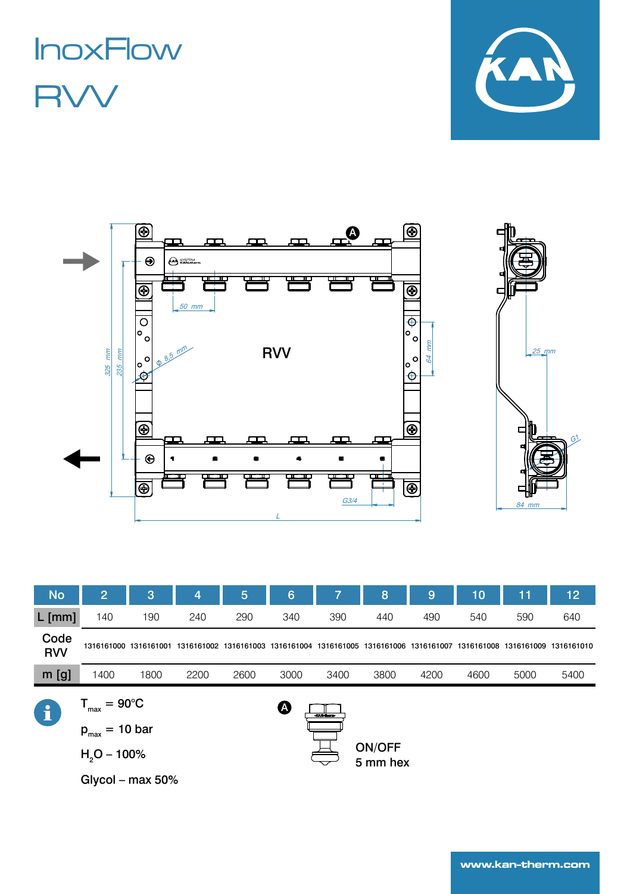# InoxFlow
# RVV

RVV

325 mm

235 mm

50 mm

Ø 8,5 mm

64 mm

G3/4

L

25 mm

G1

84 mm

| No | 2 | 3 | 4 | 5 | 6 | 7 | 8 | 9 | 10 | 11 | 12 |
|---|---|---|---|---|---|---|---|---|---|---|---|
| L [mm] | 140 | 190 | 240 | 290 | 340 | 390 | 440 | 490 | 540 | 590 | 640 |
| Code RVV | 1316161000 | 1316161001 | 1316161002 | 1316161003 | 1316161004 | 1316161005 | 1316161006 | 1316161007 | 1316161008 | 1316161009 | 1316161010 |
| m [g] | 1400 | 1800 | 2200 | 2600 | 3000 | 3400 | 3800 | 4200 | 4600 | 5000 | 5400 |

$T_{max}$ = 90°C

$p_{max}$ = 10 bar

$H_2O$ – 100%

Glycol – max 50%

A

ON/OFF
5 mm hex

www.kan-therm.com